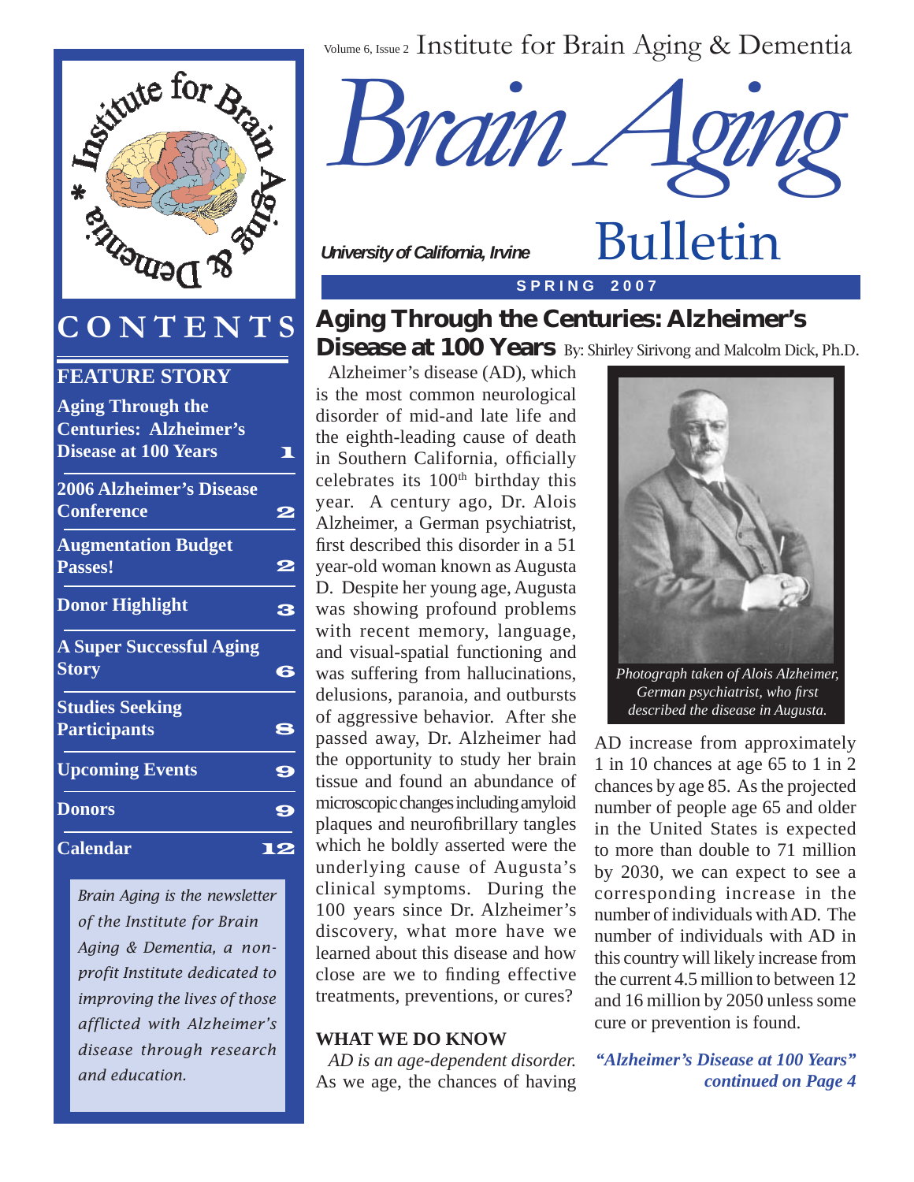Institute for Brain Aging & Dementia

# Brain Aging Bulletin

University of California, Irvine

SPRING 2007

## CONTENTS

**FEATURE STORY**

| Item | Page |
| --- | --- |
| Aging Through the Centuries: Alzheimer's Disease at 100 Years | 1 |
| 2006 Alzheimer's Disease Conference | 2 |
| Augmentation Budget Passes! | 2 |
| Donor Highlight | 3 |
| A Super Successful Aging Story | 6 |
| Studies Seeking Participants | 8 |
| Upcoming Events | 9 |
| Donors | 9 |
| Calendar | 12 |

*Brain Aging is the newsletter of the Institute for Brain Aging & Dementia, a non-profit Institute dedicated to improving the lives of those afflicted with Alzheimer's disease through research and education.*

## Aging Through the Centuries: Alzheimer's Disease at 100 Years

By: Shirley Sirivong and Malcolm Dick, Ph.D.

Alzheimer's disease (AD), which is the most common neurological disorder of mid-and late life and the eighth-leading cause of death in Southern California, officially celebrates its 100th birthday this year. A century ago, Dr. Alois Alzheimer, a German psychiatrist, first described this disorder in a 51 year-old woman known as Augusta D. Despite her young age, Augusta was showing profound problems with recent memory, language, and visual-spatial functioning and was suffering from hallucinations, delusions, paranoia, and outbursts of aggressive behavior. After she passed away, Dr. Alzheimer had the opportunity to study her brain tissue and found an abundance of microscopic changes including amyloid plaques and neurofibrillary tangles which he boldly asserted were the underlying cause of Augusta's clinical symptoms. During the 100 years since Dr. Alzheimer's discovery, what more have we learned about this disease and how close are we to finding effective treatments, preventions, or cures?

*Photograph taken of Alois Alzheimer, German psychiatrist, who first described the disease in Augusta.*

### WHAT WE DO KNOW

*AD is an age-dependent disorder.* As we age, the chances of having AD increase from approximately 1 in 10 chances at age 65 to 1 in 2 chances by age 85. As the projected number of people age 65 and older in the United States is expected to more than double to 71 million by 2030, we can expect to see a corresponding increase in the number of individuals with AD. The number of individuals with AD in this country will likely increase from the current 4.5 million to between 12 and 16 million by 2050 unless some cure or prevention is found.

***"Alzheimer's Disease at 100 Years" continued on Page 4***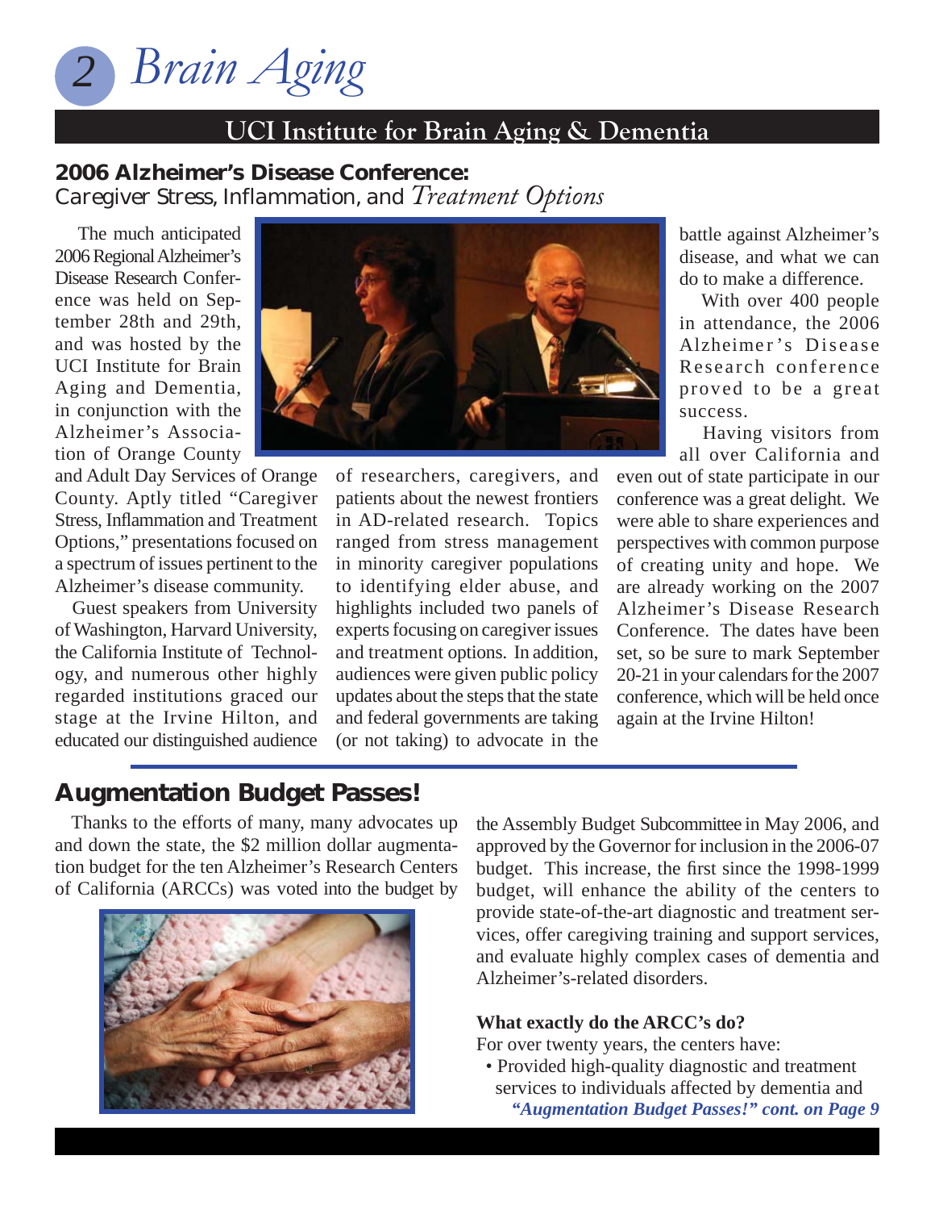## UCI Institute for Brain Aging & Dementia

### 2006 Alzheimer's Disease Conference:
Caregiver Stress, Inflammation, and *Treatment Options*

The much anticipated 2006 Regional Alzheimer's Disease Research Conference was held on September 28th and 29th, and was hosted by the UCI Institute for Brain Aging and Dementia, in conjunction with the Alzheimer's Association of Orange County and Adult Day Services of Orange County. Aptly titled "Caregiver Stress, Inflammation and Treatment Options," presentations focused on a spectrum of issues pertinent to the Alzheimer's disease community.

Guest speakers from University of Washington, Harvard University, the California Institute of Technology, and numerous other highly regarded institutions graced our stage at the Irvine Hilton, and educated our distinguished audience of researchers, caregivers, and patients about the newest frontiers in AD-related research. Topics ranged from stress management in minority caregiver populations to identifying elder abuse, and highlights included two panels of experts focusing on caregiver issues and treatment options. In addition, audiences were given public policy updates about the steps that the state and federal governments are taking (or not taking) to advocate in the battle against Alzheimer's disease, and what we can do to make a difference.

With over 400 people in attendance, the 2006 Alzheimer's Disease Research conference proved to be a great success.

Having visitors from all over California and even out of state participate in our conference was a great delight. We were able to share experiences and perspectives with common purpose of creating unity and hope. We are already working on the 2007 Alzheimer's Disease Research Conference. The dates have been set, so be sure to mark September 20-21 in your calendars for the 2007 conference, which will be held once again at the Irvine Hilton!

## Augmentation Budget Passes!

Thanks to the efforts of many, many advocates up and down the state, the $2 million dollar augmentation budget for the ten Alzheimer's Research Centers of California (ARCCs) was voted into the budget by the Assembly Budget Subcommittee in May 2006, and approved by the Governor for inclusion in the 2006-07 budget. This increase, the first since the 1998-1999 budget, will enhance the ability of the centers to provide state-of-the-art diagnostic and treatment services, offer caregiving training and support services, and evaluate highly complex cases of dementia and Alzheimer's-related disorders.

**What exactly do the ARCC's do?**

For over twenty years, the centers have:

- Provided high-quality diagnostic and treatment services to individuals affected by dementia and

***"Augmentation Budget Passes!" cont. on Page 9***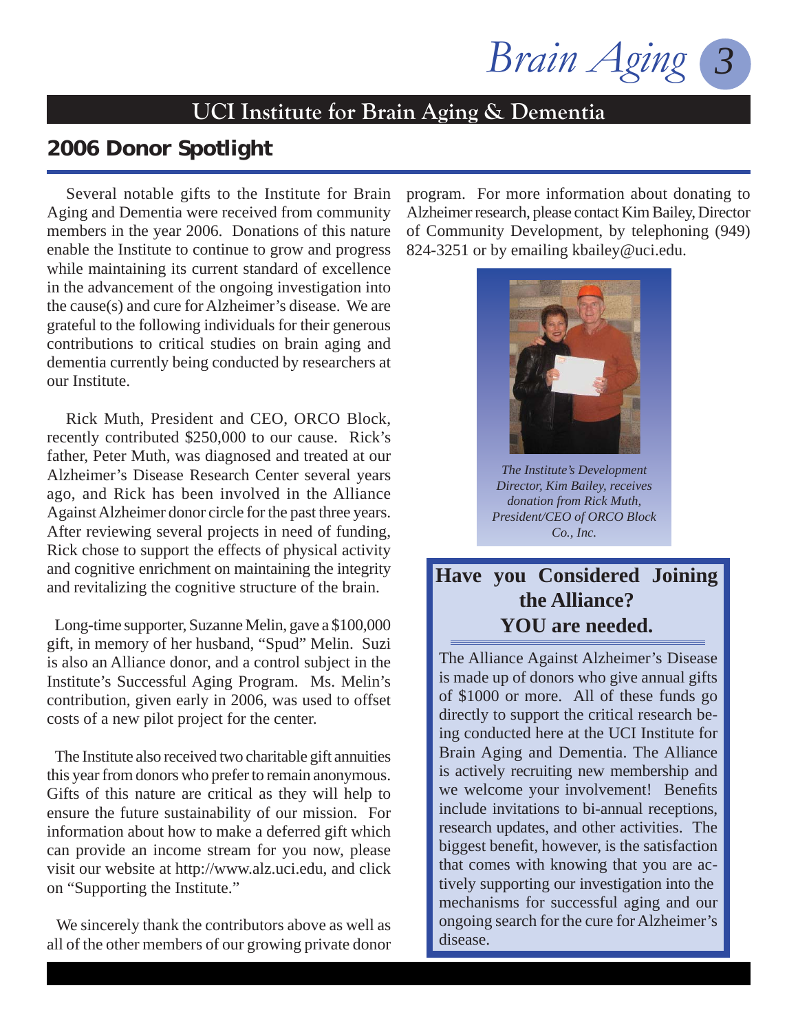## UCI Institute for Brain Aging & Dementia

### 2006 Donor Spotlight

Several notable gifts to the Institute for Brain Aging and Dementia were received from community members in the year 2006. Donations of this nature enable the Institute to continue to grow and progress while maintaining its current standard of excellence in the advancement of the ongoing investigation into the cause(s) and cure for Alzheimer's disease. We are grateful to the following individuals for their generous contributions to critical studies on brain aging and dementia currently being conducted by researchers at our Institute.

Rick Muth, President and CEO, ORCO Block, recently contributed $250,000 to our cause. Rick's father, Peter Muth, was diagnosed and treated at our Alzheimer's Disease Research Center several years ago, and Rick has been involved in the Alliance Against Alzheimer donor circle for the past three years. After reviewing several projects in need of funding, Rick chose to support the effects of physical activity and cognitive enrichment on maintaining the integrity and revitalizing the cognitive structure of the brain.

Long-time supporter, Suzanne Melin, gave a $100,000 gift, in memory of her husband, "Spud" Melin. Suzi is also an Alliance donor, and a control subject in the Institute's Successful Aging Program. Ms. Melin's contribution, given early in 2006, was used to offset costs of a new pilot project for the center.

The Institute also received two charitable gift annuities this year from donors who prefer to remain anonymous. Gifts of this nature are critical as they will help to ensure the future sustainability of our mission. For information about how to make a deferred gift which can provide an income stream for you now, please visit our website at http://www.alz.uci.edu, and click on "Supporting the Institute."

We sincerely thank the contributors above as well as all of the other members of our growing private donor program. For more information about donating to Alzheimer research, please contact Kim Bailey, Director of Community Development, by telephoning (949) 824-3251 or by emailing kbailey@uci.edu.

*The Institute's Development Director, Kim Bailey, receives donation from Rick Muth, President/CEO of ORCO Block Co., Inc.*

### Have you Considered Joining the Alliance? YOU are needed.

The Alliance Against Alzheimer's Disease is made up of donors who give annual gifts of $1000 or more. All of these funds go directly to support the critical research being conducted here at the UCI Institute for Brain Aging and Dementia. The Alliance is actively recruiting new membership and we welcome your involvement! Benefits include invitations to bi-annual receptions, research updates, and other activities. The biggest benefit, however, is the satisfaction that comes with knowing that you are actively supporting our investigation into the mechanisms for successful aging and our ongoing search for the cure for Alzheimer's disease.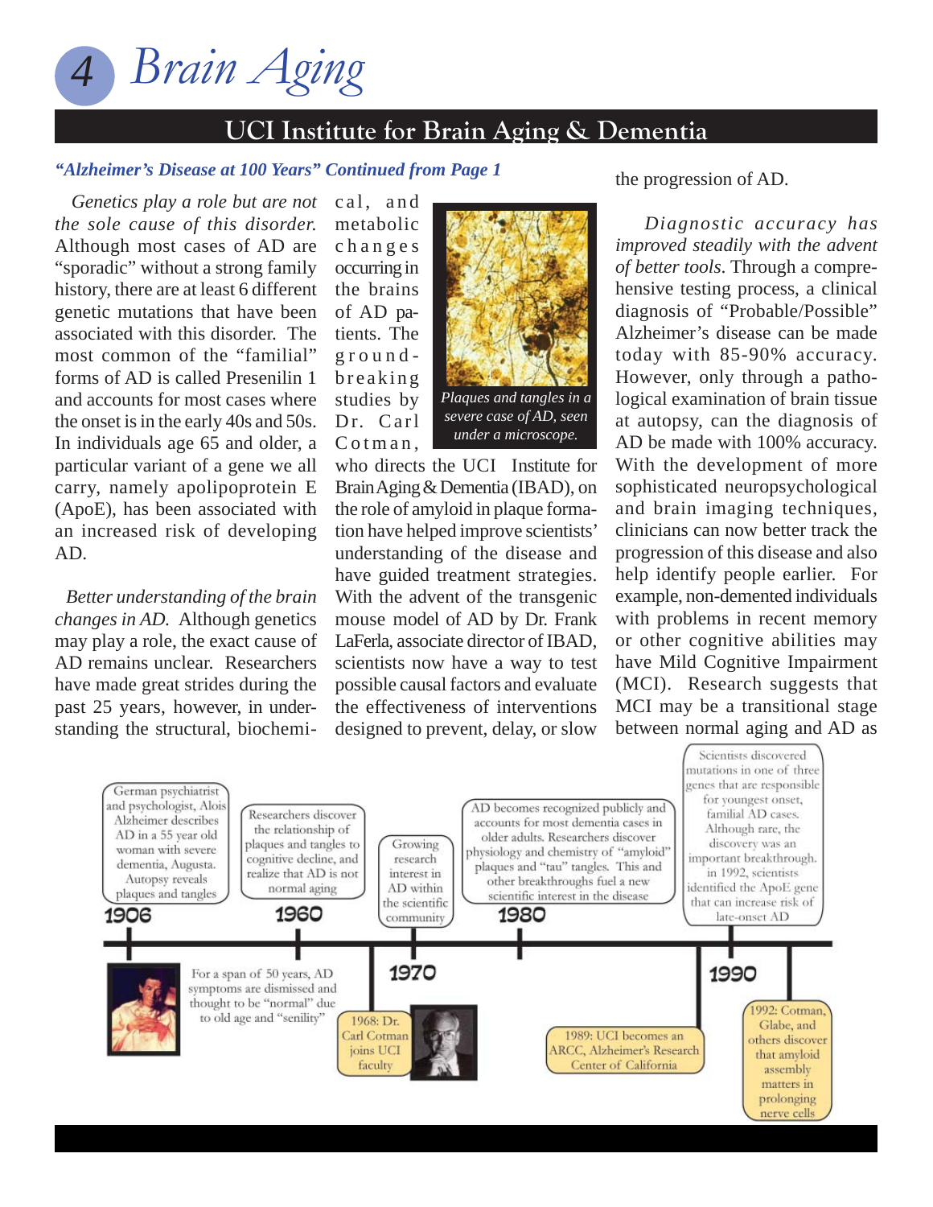# 4 Brain Aging

## UCI Institute for Brain Aging & Dementia

***"Alzheimer's Disease at 100 Years" Continued from Page 1***

*Genetics play a role but are not the sole cause of this disorder.* Although most cases of AD are "sporadic" without a strong family history, there are at least 6 different genetic mutations that have been associated with this disorder. The most common of the "familial" forms of AD is called Presenilin 1 and accounts for most cases where the onset is in the early 40s and 50s. In individuals age 65 and older, a particular variant of a gene we all carry, namely apolipoprotein E (ApoE), has been associated with an increased risk of developing AD.

*Better understanding of the brain changes in AD.* Although genetics may play a role, the exact cause of AD remains unclear. Researchers have made great strides during the past 25 years, however, in understanding the structural, biochemical, and metabolic changes occurring in the brains of AD patients. The groundbreaking studies by Dr. Carl Cotman, who directs the UCI Institute for Brain Aging & Dementia (IBAD), on the role of amyloid in plaque formation have helped improve scientists' understanding of the disease and have guided treatment strategies. With the advent of the transgenic mouse model of AD by Dr. Frank LaFerla, associate director of IBAD, scientists now have a way to test possible causal factors and evaluate the effectiveness of interventions designed to prevent, delay, or slow the progression of AD.

*Plaques and tangles in a severe case of AD, seen under a microscope.*

*Diagnostic accuracy has improved steadily with the advent of better tools.* Through a comprehensive testing process, a clinical diagnosis of "Probable/Possible" Alzheimer's disease can be made today with 85-90% accuracy. However, only through a pathological examination of brain tissue at autopsy, can the diagnosis of AD be made with 100% accuracy. With the development of more sophisticated neuropsychological and brain imaging techniques, clinicians can now better track the progression of this disease and also help identify people earlier. For example, non-demented individuals with problems in recent memory or other cognitive abilities may have Mild Cognitive Impairment (MCI). Research suggests that MCI may be a transitional stage between normal aging and AD as

**1906** — German psychiatrist and psychologist, Alois Alzheimer describes AD in a 55 year old woman with severe dementia, Augusta. Autopsy reveals plaques and tangles

For a span of 50 years, AD symptoms are dismissed and thought to be "normal" due to old age and "senility"

**1960** — Researchers discover the relationship of plaques and tangles to cognitive decline, and realize that AD is not normal aging

**1970** — Growing research interest in AD within the scientific community

1968: Dr. Carl Cotman joins UCI faculty

**1980** — AD becomes recognized publicly and accounts for most dementia cases in older adults. Researchers discover physiology and chemistry of "amyloid" plaques and "tau" tangles. This and other breakthroughs fuel a new scientific interest in the disease

1989: UCI becomes an ARCC, Alzheimer's Research Center of California

**1990** — Scientists discovered mutations in one of three genes that are responsible for youngest onset, familial AD cases. Although rare, the discovery was an important breakthrough. in 1992, scientists identified the ApoE gene that can increase risk of late-onset AD

1992: Cotman, Glabe, and others discover that amyloid assembly matters in prolonging nerve cells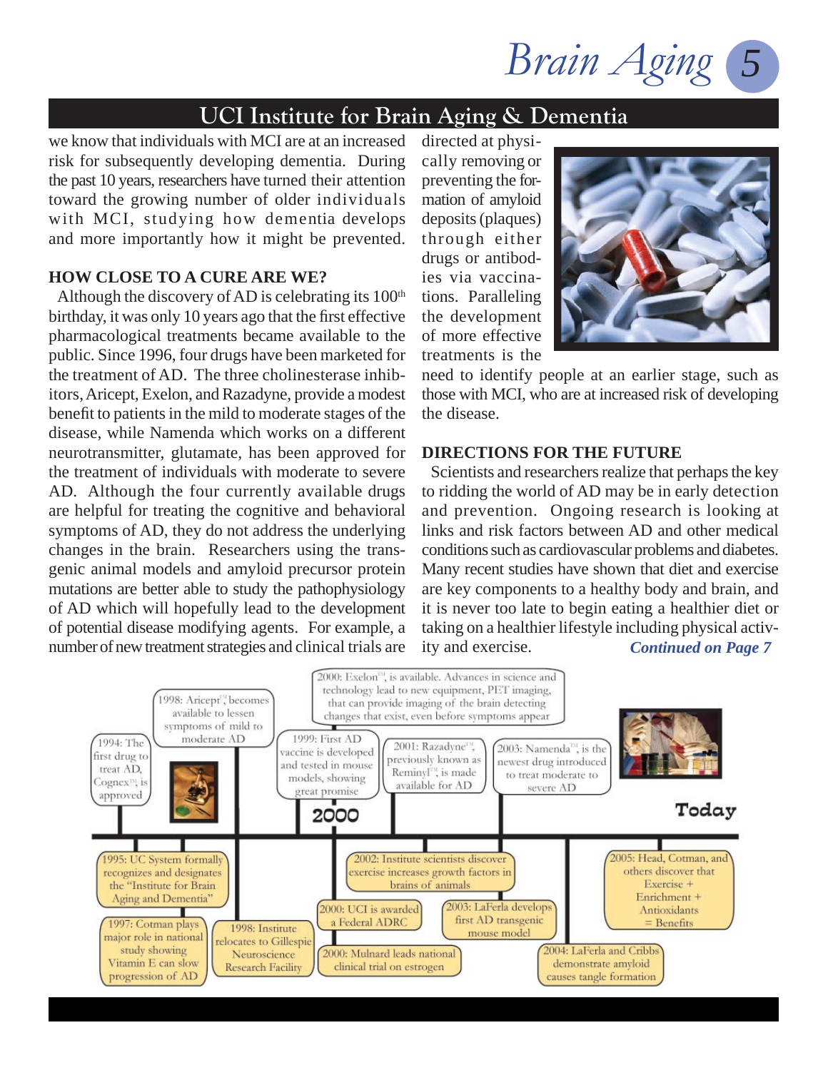## UCI Institute for Brain Aging & Dementia

we know that individuals with MCI are at an increased risk for subsequently developing dementia. During the past 10 years, researchers have turned their attention toward the growing number of older individuals with MCI, studying how dementia develops and more importantly how it might be prevented.

**HOW CLOSE TO A CURE ARE WE?**

Although the discovery of AD is celebrating its 100th birthday, it was only 10 years ago that the first effective pharmacological treatments became available to the public. Since 1996, four drugs have been marketed for the treatment of AD. The three cholinesterase inhibitors, Aricept, Exelon, and Razadyne, provide a modest benefit to patients in the mild to moderate stages of the disease, while Namenda which works on a different neurotransmitter, glutamate, has been approved for the treatment of individuals with moderate to severe AD. Although the four currently available drugs are helpful for treating the cognitive and behavioral symptoms of AD, they do not address the underlying changes in the brain. Researchers using the transgenic animal models and amyloid precursor protein mutations are better able to study the pathophysiology of AD which will hopefully lead to the development of potential disease modifying agents. For example, a number of new treatment strategies and clinical trials are directed at physically removing or preventing the formation of amyloid deposits (plaques) through either drugs or antibodies via vaccinations. Paralleling the development of more effective treatments is the need to identify people at an earlier stage, such as those with MCI, who are at increased risk of developing the disease.

**DIRECTIONS FOR THE FUTURE**

Scientists and researchers realize that perhaps the key to ridding the world of AD may be in early detection and prevention. Ongoing research is looking at links and risk factors between AD and other medical conditions such as cardiovascular problems and diabetes. Many recent studies have shown that diet and exercise are key components to a healthy body and brain, and it is never too late to begin eating a healthier diet or taking on a healthier lifestyle including physical activity and exercise.

***Continued on Page 7***

- 1994: The first drug to treat AD, Cognex™, is approved
- 1995: UC System formally recognizes and designates the "Institute for Brain Aging and Dementia"
- 1997: Cotman plays major role in national study showing Vitamin E can slow progression of AD
- 1998: Aricept™ becomes available to lessen symptoms of mild to moderate AD
- 1998: Institute relocates to Gillespie Neuroscience Research Facility
- 1999: First AD vaccine is developed and tested in mouse models, showing great promise
- 2000: Exelon™, is available. Advances in science and technology lead to new equipment, PET imaging, that can provide imaging of the brain detecting changes that exist, even before symptoms appear
- 2000: UCI is awarded a Federal ADRC
- 2000: Mulnard leads national clinical trial on estrogen
- 2001: Razadyne™, previously known as Reminyl™, is made available for AD
- 2002: Institute scientists discover exercise increases growth factors in brains of animals
- 2003: Namenda™, is the newest drug introduced to treat moderate to severe AD
- 2003: LaFerla develops first AD transgenic mouse model
- 2004: LaFerla and Cribbs demonstrate amyloid causes tangle formation
- 2005: Head, Cotman, and others discover that Exercise + Enrichment + Antioxidants = Benefits
- Today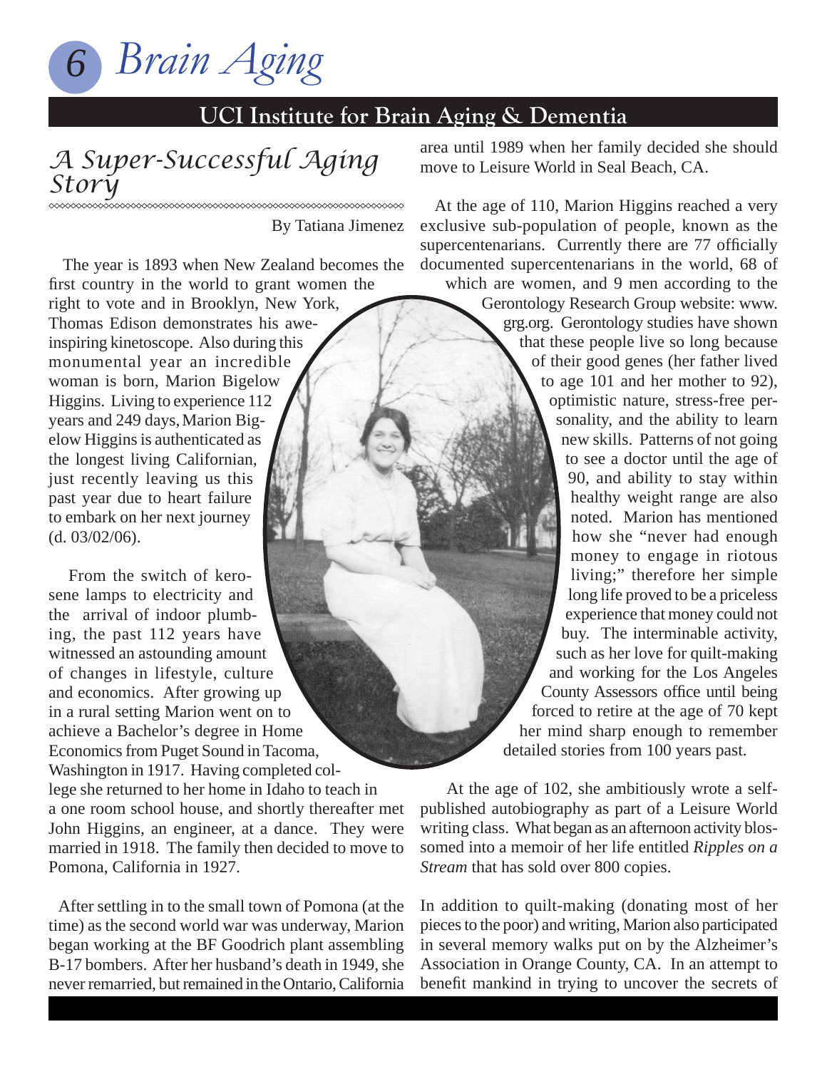## UCI Institute for Brain Aging & Dementia

# *A Super-Successful Aging Story*

By Tatiana Jimenez

The year is 1893 when New Zealand becomes the first country in the world to grant women the right to vote and in Brooklyn, New York, Thomas Edison demonstrates his awe-inspiring kinetoscope. Also during this monumental year an incredible woman is born, Marion Bigelow Higgins. Living to experience 112 years and 249 days, Marion Bigelow Higgins is authenticated as the longest living Californian, just recently leaving us this past year due to heart failure to embark on her next journey (d. 03/02/06).

From the switch of kerosene lamps to electricity and the arrival of indoor plumbing, the past 112 years have witnessed an astounding amount of changes in lifestyle, culture and economics. After growing up in a rural setting Marion went on to achieve a Bachelor's degree in Home Economics from Puget Sound in Tacoma, Washington in 1917. Having completed college she returned to her home in Idaho to teach in a one room school house, and shortly thereafter met John Higgins, an engineer, at a dance. They were married in 1918. The family then decided to move to Pomona, California in 1927.

After settling in to the small town of Pomona (at the time) as the second world war was underway, Marion began working at the BF Goodrich plant assembling B-17 bombers. After her husband's death in 1949, she never remarried, but remained in the Ontario, California area until 1989 when her family decided she should move to Leisure World in Seal Beach, CA.

At the age of 110, Marion Higgins reached a very exclusive sub-population of people, known as the supercentenarians. Currently there are 77 officially documented supercentenarians in the world, 68 of which are women, and 9 men according to the Gerontology Research Group website: www.grg.org. Gerontology studies have shown that these people live so long because of their good genes (her father lived to age 101 and her mother to 92), optimistic nature, stress-free personality, and the ability to learn new skills. Patterns of not going to see a doctor until the age of 90, and ability to stay within healthy weight range are also noted. Marion has mentioned how she "never had enough money to engage in riotous living;" therefore her simple long life proved to be a priceless experience that money could not buy. The interminable activity, such as her love for quilt-making and working for the Los Angeles County Assessors office until being forced to retire at the age of 70 kept her mind sharp enough to remember detailed stories from 100 years past.

At the age of 102, she ambitiously wrote a self-published autobiography as part of a Leisure World writing class. What began as an afternoon activity blossomed into a memoir of her life entitled *Ripples on a Stream* that has sold over 800 copies.

In addition to quilt-making (donating most of her pieces to the poor) and writing, Marion also participated in several memory walks put on by the Alzheimer's Association in Orange County, CA. In an attempt to benefit mankind in trying to uncover the secrets of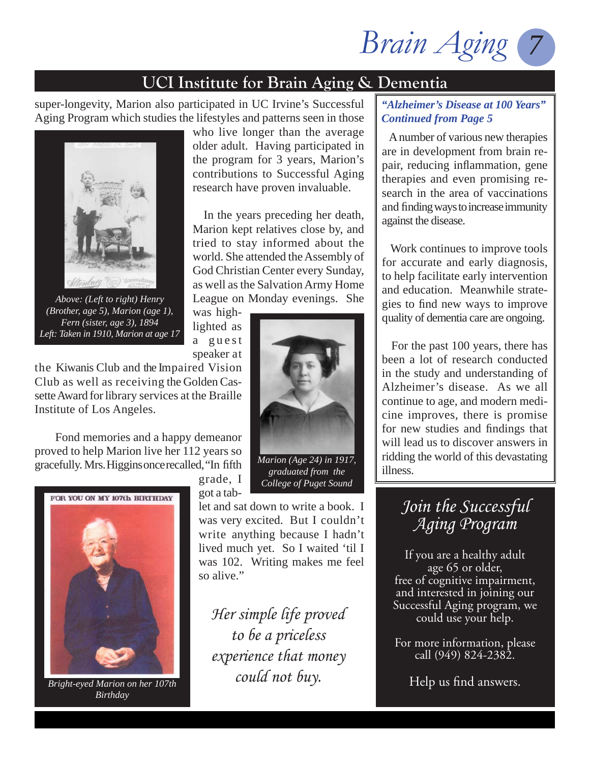## UCI Institute for Brain Aging & Dementia

super-longevity, Marion also participated in UC Irvine's Successful Aging Program which studies the lifestyles and patterns seen in those who live longer than the average older adult. Having participated in the program for 3 years, Marion's contributions to Successful Aging research have proven invaluable.

*Above: (Left to right) Henry (Brother, age 5), Marion (age 1), Fern (sister, age 3), 1894*
*Left: Taken in 1910, Marion at age 17*

In the years preceding her death, Marion kept relatives close by, and tried to stay informed about the world. She attended the Assembly of God Christian Center every Sunday, as well as the Salvation Army Home League on Monday evenings. She was highlighted as a guest speaker at the Kiwanis Club and the Impaired Vision Club as well as receiving the Golden Cassette Award for library services at the Braille Institute of Los Angeles.

*Marion (Age 24) in 1917, graduated from the College of Puget Sound*

Fond memories and a happy demeanor proved to help Marion live her 112 years so gracefully. Mrs. Higgins once recalled, "In fifth grade, I got a tablet and sat down to write a book. I was very excited. But I couldn't write anything because I hadn't lived much yet. So I waited 'til I was 102. Writing makes me feel so alive."

FOR YOU ON MY 107th BIRTHDAY

*Bright-eyed Marion on her 107th Birthday*

*Her simple life proved to be a priceless experience that money could not buy.*

---

***"Alzheimer's Disease at 100 Years" Continued from Page 5***

A number of various new therapies are in development from brain repair, reducing inflammation, gene therapies and even promising research in the area of vaccinations and finding ways to increase immunity against the disease.

Work continues to improve tools for accurate and early diagnosis, to help facilitate early intervention and education. Meanwhile strategies to find new ways to improve quality of dementia care are ongoing.

For the past 100 years, there has been a lot of research conducted in the study and understanding of Alzheimer's disease. As we all continue to age, and modern medicine improves, there is promise for new studies and findings that will lead us to discover answers in ridding the world of this devastating illness.

---

### *Join the Successful Aging Program*

If you are a healthy adult age 65 or older, free of cognitive impairment, and interested in joining our Successful Aging program, we could use your help.

For more information, please call (949) 824-2382.

Help us find answers.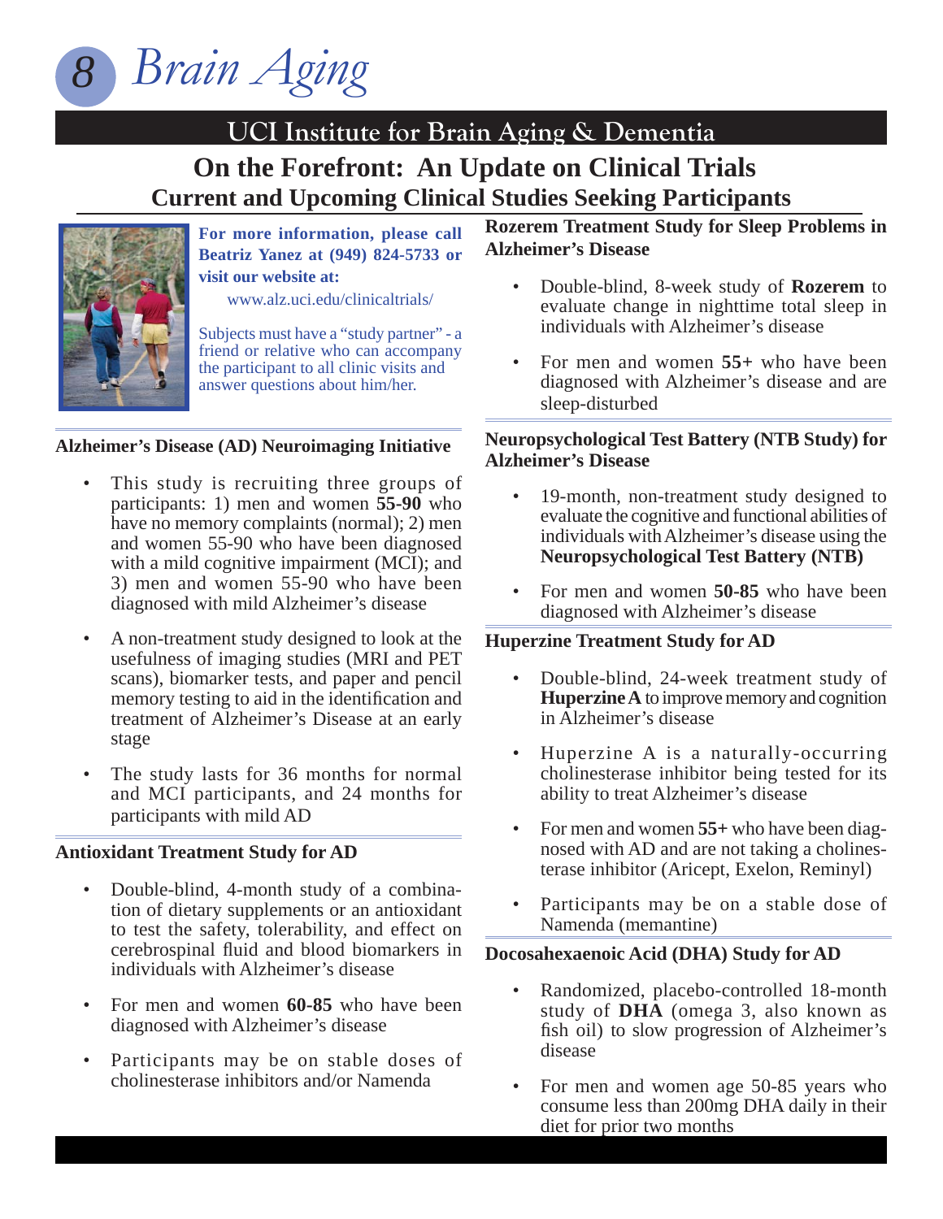# UCI Institute for Brain Aging & Dementia

## On the Forefront: An Update on Clinical Trials

### Current and Upcoming Clinical Studies Seeking Participants

**For more information, please call Beatriz Yanez at (949) 824-5733 or visit our website at:**

www.alz.uci.edu/clinicaltrials/

Subjects must have a "study partner" - a friend or relative who can accompany the participant to all clinic visits and answer questions about him/her.

#### Alzheimer's Disease (AD) Neuroimaging Initiative

- This study is recruiting three groups of participants: 1) men and women **55-90** who have no memory complaints (normal); 2) men and women 55-90 who have been diagnosed with a mild cognitive impairment (MCI); and 3) men and women 55-90 who have been diagnosed with mild Alzheimer's disease
- A non-treatment study designed to look at the usefulness of imaging studies (MRI and PET scans), biomarker tests, and paper and pencil memory testing to aid in the identification and treatment of Alzheimer's Disease at an early stage
- The study lasts for 36 months for normal and MCI participants, and 24 months for participants with mild AD

#### Antioxidant Treatment Study for AD

- Double-blind, 4-month study of a combination of dietary supplements or an antioxidant to test the safety, tolerability, and effect on cerebrospinal fluid and blood biomarkers in individuals with Alzheimer's disease
- For men and women **60-85** who have been diagnosed with Alzheimer's disease
- Participants may be on stable doses of cholinesterase inhibitors and/or Namenda

#### Rozerem Treatment Study for Sleep Problems in Alzheimer's Disease

- Double-blind, 8-week study of **Rozerem** to evaluate change in nighttime total sleep in individuals with Alzheimer's disease
- For men and women **55+** who have been diagnosed with Alzheimer's disease and are sleep-disturbed

#### Neuropsychological Test Battery (NTB Study) for Alzheimer's Disease

- 19-month, non-treatment study designed to evaluate the cognitive and functional abilities of individuals with Alzheimer's disease using the **Neuropsychological Test Battery (NTB)**
- For men and women **50-85** who have been diagnosed with Alzheimer's disease

#### Huperzine Treatment Study for AD

- Double-blind, 24-week treatment study of **Huperzine A** to improve memory and cognition in Alzheimer's disease
- Huperzine A is a naturally-occurring cholinesterase inhibitor being tested for its ability to treat Alzheimer's disease
- For men and women **55+** who have been diagnosed with AD and are not taking a cholinesterase inhibitor (Aricept, Exelon, Reminyl)
- Participants may be on a stable dose of Namenda (memantine)

#### Docosahexaenoic Acid (DHA) Study for AD

- Randomized, placebo-controlled 18-month study of **DHA** (omega 3, also known as fish oil) to slow progression of Alzheimer's disease
- For men and women age 50-85 years who consume less than 200mg DHA daily in their diet for prior two months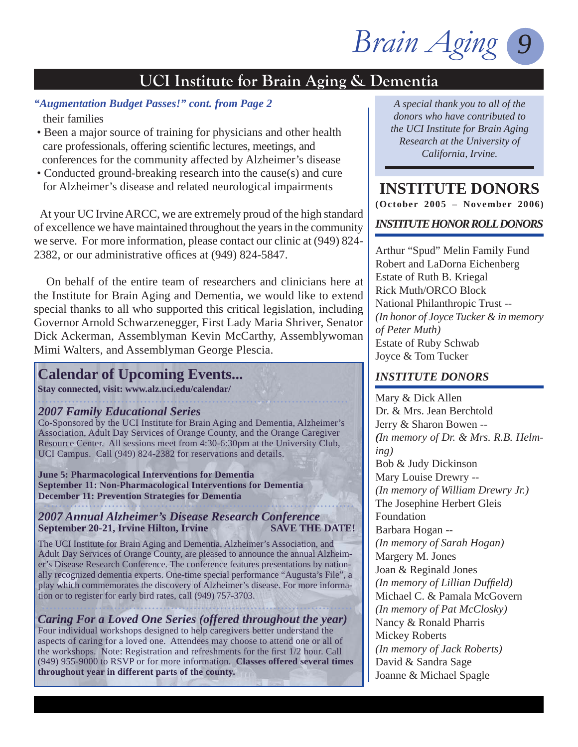## UCI Institute for Brain Aging & Dementia

***"Augmentation Budget Passes!" cont. from Page 2***

their families

- Been a major source of training for physicians and other health care professionals, offering scientific lectures, meetings, and conferences for the community affected by Alzheimer's disease
- Conducted ground-breaking research into the cause(s) and cure for Alzheimer's disease and related neurological impairments

At your UC Irvine ARCC, we are extremely proud of the high standard of excellence we have maintained throughout the years in the community we serve. For more information, please contact our clinic at (949) 824-2382, or our administrative offices at (949) 824-5847.

On behalf of the entire team of researchers and clinicians here at the Institute for Brain Aging and Dementia, we would like to extend special thanks to all who supported this critical legislation, including Governor Arnold Schwarzenegger, First Lady Maria Shriver, Senator Dick Ackerman, Assemblyman Kevin McCarthy, Assemblywoman Mimi Walters, and Assemblyman George Plescia.

### Calendar of Upcoming Events...

**Stay connected, visit: www.alz.uci.edu/calendar/**

#### *2007 Family Educational Series*

Co-Sponsored by the UCI Institute for Brain Aging and Dementia, Alzheimer's Association, Adult Day Services of Orange County, and the Orange Caregiver Resource Center. All sessions meet from 4:30-6:30pm at the University Club, UCI Campus. Call (949) 824-2382 for reservations and details.

**June 5: Pharmacological Interventions for Dementia**
**September 11: Non-Pharmacological Interventions for Dementia**
**December 11: Prevention Strategies for Dementia**

#### *2007 Annual Alzheimer's Disease Research Conference*

**September 20-21, Irvine Hilton, Irvine** **SAVE THE DATE!**

The UCI Institute for Brain Aging and Dementia, Alzheimer's Association, and Adult Day Services of Orange County, are pleased to announce the annual Alzheimer's Disease Research Conference. The conference features presentations by nationally recognized dementia experts. One-time special performance "Augusta's File", a play which commemorates the discovery of Alzheimer's disease. For more information or to register for early bird rates, call (949) 757-3703.

#### *Caring For a Loved One Series (offered throughout the year)*

Four individual workshops designed to help caregivers better understand the aspects of caring for a loved one. Attendees may choose to attend one or all of the workshops. Note: Registration and refreshments for the first 1/2 hour. Call (949) 955-9000 to RSVP or for more information. **Classes offered several times throughout year in different parts of the county.**

*A special thank you to all of the donors who have contributed to the UCI Institute for Brain Aging Research at the University of California, Irvine.*

## INSTITUTE DONORS

**(October 2005 – November 2006)**

### *INSTITUTE HONOR ROLL DONORS*

Arthur "Spud" Melin Family Fund
Robert and LaDorna Eichenberg
Estate of Ruth B. Kriegal
Rick Muth/ORCO Block
National Philanthropic Trust --
*(In honor of Joyce Tucker & in memory of Peter Muth)*
Estate of Ruby Schwab
Joyce & Tom Tucker

### *INSTITUTE DONORS*

Mary & Dick Allen
Dr. & Mrs. Jean Berchtold
Jerry & Sharon Bowen --
*(In memory of Dr. & Mrs. R.B. Helming)*
Bob & Judy Dickinson
Mary Louise Drewry --
*(In memory of William Drewry Jr.)*
The Josephine Herbert Gleis Foundation
Barbara Hogan --
*(In memory of Sarah Hogan)*
Margery M. Jones
Joan & Reginald Jones
*(In memory of Lillian Duffield)*
Michael C. & Pamala McGovern
*(In memory of Pat McClosky)*
Nancy & Ronald Pharris
Mickey Roberts
*(In memory of Jack Roberts)*
David & Sandra Sage
Joanne & Michael Spagle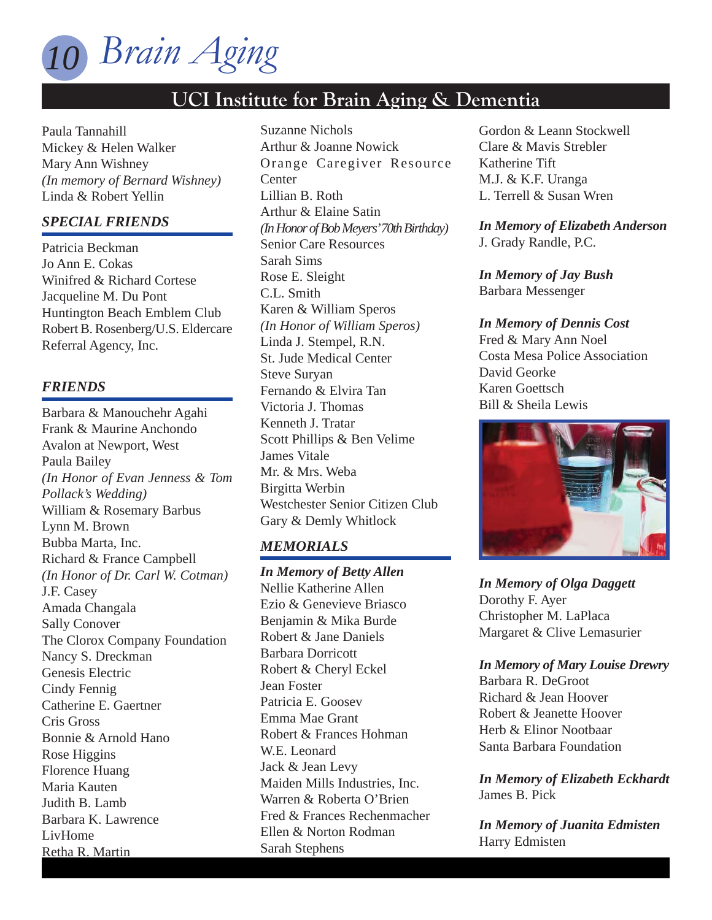## UCI Institute for Brain Aging & Dementia

Paula Tannahill
Mickey & Helen Walker
Mary Ann Wishney
*(In memory of Bernard Wishney)*
Linda & Robert Yellin

### *SPECIAL FRIENDS*

Patricia Beckman
Jo Ann E. Cokas
Winifred & Richard Cortese
Jacqueline M. Du Pont
Huntington Beach Emblem Club
Robert B. Rosenberg/U.S. Eldercare Referral Agency, Inc.

### *FRIENDS*

Barbara & Manouchehr Agahi
Frank & Maurine Anchondo
Avalon at Newport, West
Paula Bailey
*(In Honor of Evan Jenness & Tom Pollack's Wedding)*
William & Rosemary Barbus
Lynn M. Brown
Bubba Marta, Inc.
Richard & France Campbell
*(In Honor of Dr. Carl W. Cotman)*
J.F. Casey
Amada Changala
Sally Conover
The Clorox Company Foundation
Nancy S. Dreckman
Genesis Electric
Cindy Fennig
Catherine E. Gaertner
Cris Gross
Bonnie & Arnold Hano
Rose Higgins
Florence Huang
Maria Kauten
Judith B. Lamb
Barbara K. Lawrence
LivHome
Retha R. Martin
Suzanne Nichols
Arthur & Joanne Nowick
Orange Caregiver Resource Center
Lillian B. Roth
Arthur & Elaine Satin
*(In Honor of Bob Meyers' 70th Birthday)*
Senior Care Resources
Sarah Sims
Rose E. Sleight
C.L. Smith
Karen & William Speros
*(In Honor of William Speros)*
Linda J. Stempel, R.N.
St. Jude Medical Center
Steve Suryan
Fernando & Elvira Tan
Victoria J. Thomas
Kenneth J. Tratar
Scott Phillips & Ben Velime
James Vitale
Mr. & Mrs. Weba
Birgitta Werbin
Westchester Senior Citizen Club
Gary & Demly Whitlock

### *MEMORIALS*

***In Memory of Betty Allen***
Nellie Katherine Allen
Ezio & Genevieve Briasco
Benjamin & Mika Burde
Robert & Jane Daniels
Barbara Dorricott
Robert & Cheryl Eckel
Jean Foster
Patricia E. Goosev
Emma Mae Grant
Robert & Frances Hohman
W.E. Leonard
Jack & Jean Levy
Maiden Mills Industries, Inc.
Warren & Roberta O'Brien
Fred & Frances Rechenmacher
Ellen & Norton Rodman
Sarah Stephens
Gordon & Leann Stockwell
Clare & Mavis Strebler
Katherine Tift
M.J. & K.F. Uranga
L. Terrell & Susan Wren

***In Memory of Elizabeth Anderson***
J. Grady Randle, P.C.

***In Memory of Jay Bush***
Barbara Messenger

***In Memory of Dennis Cost***
Fred & Mary Ann Noel
Costa Mesa Police Association
David Georke
Karen Goettsch
Bill & Sheila Lewis

***In Memory of Olga Daggett***
Dorothy F. Ayer
Christopher M. LaPlaca
Margaret & Clive Lemasurier

***In Memory of Mary Louise Drewry***
Barbara R. DeGroot
Richard & Jean Hoover
Robert & Jeanette Hoover
Herb & Elinor Nootbaar
Santa Barbara Foundation

***In Memory of Elizabeth Eckhardt***
James B. Pick

***In Memory of Juanita Edmisten***
Harry Edmisten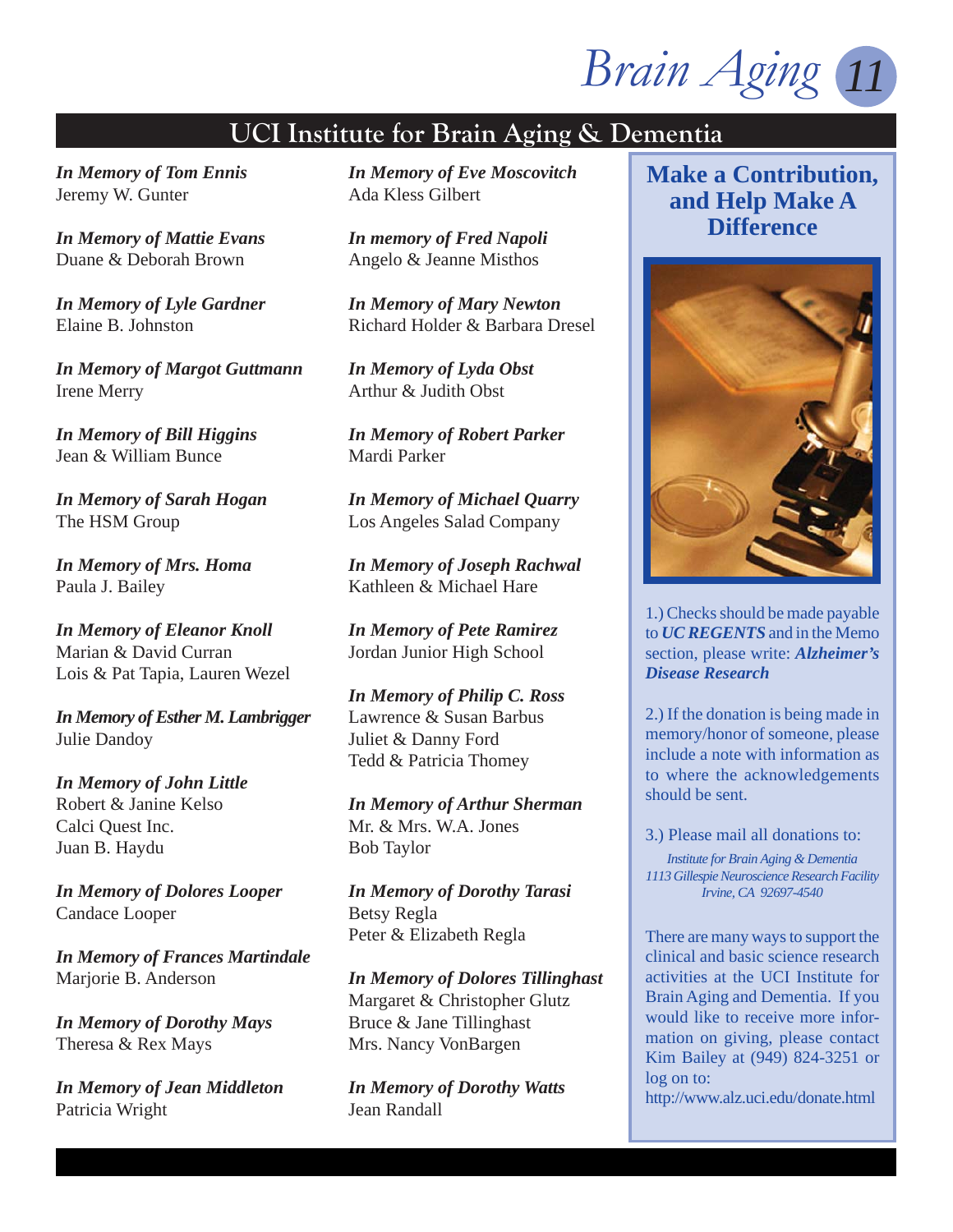## UCI Institute for Brain Aging & Dementia

***In Memory of Tom Ennis***
Jeremy W. Gunter

***In Memory of Mattie Evans***
Duane & Deborah Brown

***In Memory of Lyle Gardner***
Elaine B. Johnston

***In Memory of Margot Guttmann***
Irene Merry

***In Memory of Bill Higgins***
Jean & William Bunce

***In Memory of Sarah Hogan***
The HSM Group

***In Memory of Mrs. Homa***
Paula J. Bailey

***In Memory of Eleanor Knoll***
Marian & David Curran
Lois & Pat Tapia, Lauren Wezel

***In Memory of Esther M. Lambrigger***
Julie Dandoy

***In Memory of John Little***
Robert & Janine Kelso
Calci Quest Inc.
Juan B. Haydu

***In Memory of Dolores Looper***
Candace Looper

***In Memory of Frances Martindale***
Marjorie B. Anderson

***In Memory of Dorothy Mays***
Theresa & Rex Mays

***In Memory of Jean Middleton***
Patricia Wright

***In Memory of Eve Moscovitch***
Ada Kless Gilbert

***In memory of Fred Napoli***
Angelo & Jeanne Misthos

***In Memory of Mary Newton***
Richard Holder & Barbara Dresel

***In Memory of Lyda Obst***
Arthur & Judith Obst

***In Memory of Robert Parker***
Mardi Parker

***In Memory of Michael Quarry***
Los Angeles Salad Company

***In Memory of Joseph Rachwal***
Kathleen & Michael Hare

***In Memory of Pete Ramirez***
Jordan Junior High School

***In Memory of Philip C. Ross***
Lawrence & Susan Barbus
Juliet & Danny Ford
Tedd & Patricia Thomey

***In Memory of Arthur Sherman***
Mr. & Mrs. W.A. Jones
Bob Taylor

***In Memory of Dorothy Tarasi***
Betsy Regla
Peter & Elizabeth Regla

***In Memory of Dolores Tillinghast***
Margaret & Christopher Glutz
Bruce & Jane Tillinghast
Mrs. Nancy VonBargen

***In Memory of Dorothy Watts***
Jean Randall

### Make a Contribution, and Help Make A Difference

1.) Checks should be made payable to ***UC REGENTS*** and in the Memo section, please write: ***Alzheimer's Disease Research***

2.) If the donation is being made in memory/honor of someone, please include a note with information as to where the acknowledgements should be sent.

3.) Please mail all donations to:

*Institute for Brain Aging & Dementia*
*1113 Gillespie Neuroscience Research Facility*
*Irvine, CA 92697-4540*

There are many ways to support the clinical and basic science research activities at the UCI Institute for Brain Aging and Dementia. If you would like to receive more information on giving, please contact Kim Bailey at (949) 824-3251 or log on to:
http://www.alz.uci.edu/donate.html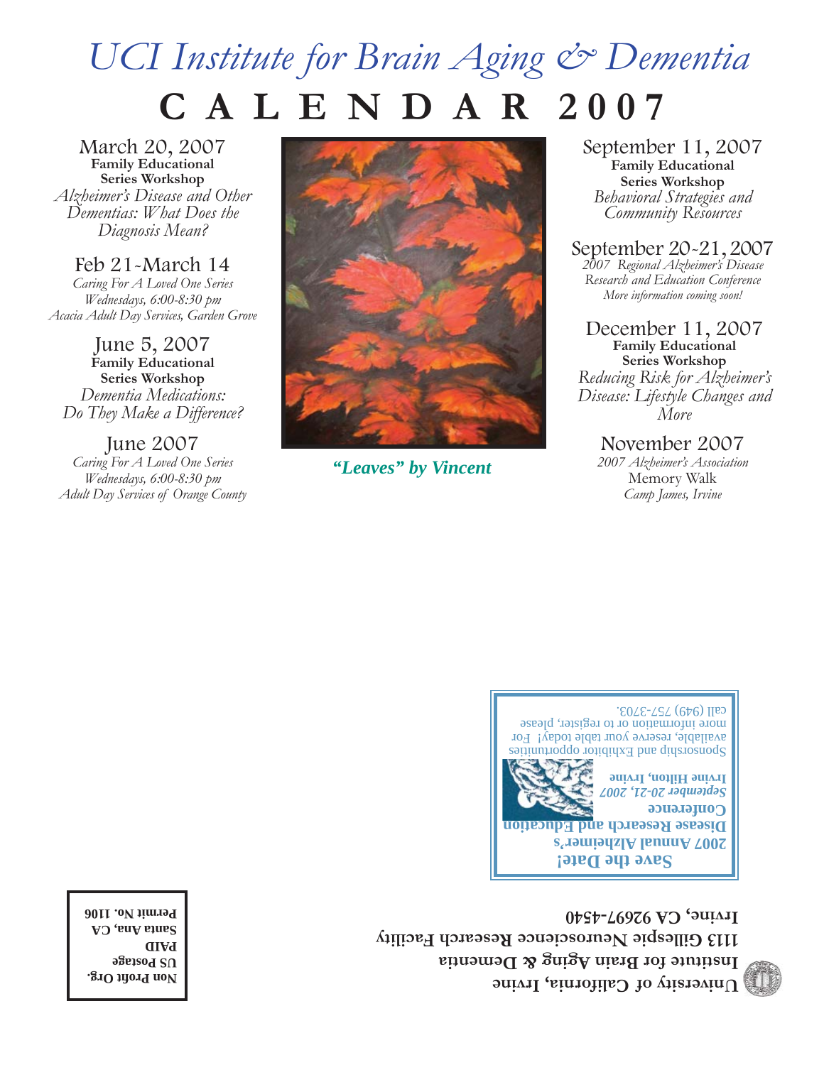# *UCI Institute for Brain Aging & Dementia*

# CALENDAR 2007

March 20, 2007
**Family Educational Series Workshop**
*Alzheimer's Disease and Other Dementias: What Does the Diagnosis Mean?*

Feb 21-March 14
*Caring For A Loved One Series*
*Wednesdays, 6:00-8:30 pm*
*Acacia Adult Day Services, Garden Grove*

June 5, 2007
**Family Educational Series Workshop**
*Dementia Medications: Do They Make a Difference?*

June 2007
*Caring For A Loved One Series*
*Wednesdays, 6:00-8:30 pm*
*Adult Day Services of Orange County*

***"Leaves" by Vincent***

September 11, 2007
**Family Educational Series Workshop**
*Behavioral Strategies and Community Resources*

September 20-21, 2007
*2007 Regional Alzheimer's Disease Research and Education Conference*
*More information coming soon!*

December 11, 2007
**Family Educational Series Workshop**
*Reducing Risk for Alzheimer's Disease: Lifestyle Changes and More*

November 2007
*2007 Alzheimer's Association*
Memory Walk
*Camp James, Irvine*

**Save the Date!**
**2007 Annual Alzheimer's Disease Research and Education Conference**
***September 20-21, 2007***
**Irvine Hilton, Irvine**
Sponsorship and Exhibitor opportunities available, reserve your table today! For more information or to register, please call (949) 757-3703.

**University of California, Irvine**
**Institute for Brain Aging & Dementia**
**1113 Gillespie Neuroscience Research Facility**
**Irvine, CA 92697-4540**

**Non Profit Org.**
**US Postage**
**PAID**
**Santa Ana, CA**
**Permit No. 1106**